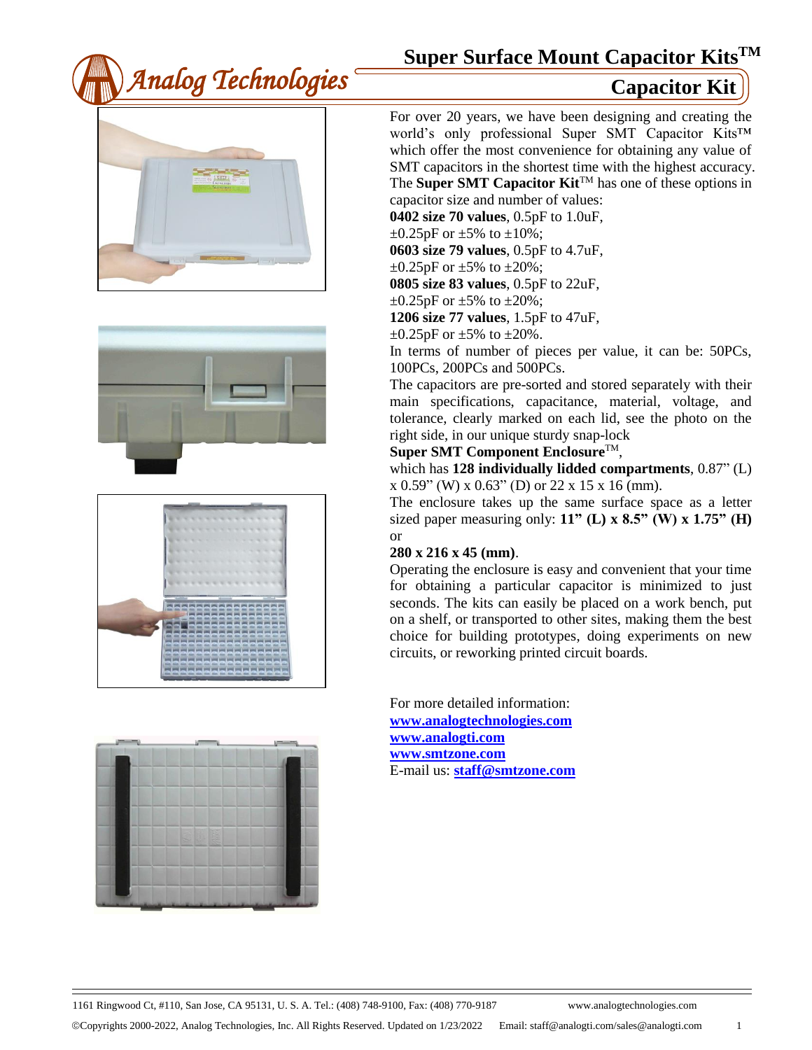# Super Surface Mount Capacitor Kits$^{TM}$

## Capacitor Kit

For over 20 years, we have been designing and creating the world's only professional Super SMT Capacitor Kits™ which offer the most convenience for obtaining any value of SMT capacitors in the shortest time with the highest accuracy. The **Super SMT Capacitor Kit**™ has one of these options in capacitor size and number of values:

**0402 size 70 values**, 0.5pF to 1.0uF, ±0.25pF or ±5% to ±10%;
**0603 size 79 values**, 0.5pF to 4.7uF, ±0.25pF or ±5% to ±20%;
**0805 size 83 values**, 0.5pF to 22uF, ±0.25pF or ±5% to ±20%;
**1206 size 77 values**, 1.5pF to 47uF, ±0.25pF or ±5% to ±20%.

In terms of number of pieces per value, it can be: 50PCs, 100PCs, 200PCs and 500PCs.

The capacitors are pre-sorted and stored separately with their main specifications, capacitance, material, voltage, and tolerance, clearly marked on each lid, see the photo on the right side, in our unique sturdy snap-lock **Super SMT Component Enclosure**™, which has **128 individually lidded compartments**, 0.87" (L) x 0.59" (W) x 0.63" (D) or 22 x 15 x 16 (mm).

The enclosure takes up the same surface space as a letter sized paper measuring only: **11" (L) x 8.5" (W) x 1.75" (H)** or **280 x 216 x 45 (mm)**.

Operating the enclosure is easy and convenient that your time for obtaining a particular capacitor is minimized to just seconds. The kits can easily be placed on a work bench, put on a shelf, or transported to other sites, making them the best choice for building prototypes, doing experiments on new circuits, or reworking printed circuit boards.

For more detailed information:
**www.analogtechnologies.com**
**www.analogti.com**
**www.smtzone.com**
E-mail us: **staff@smtzone.com**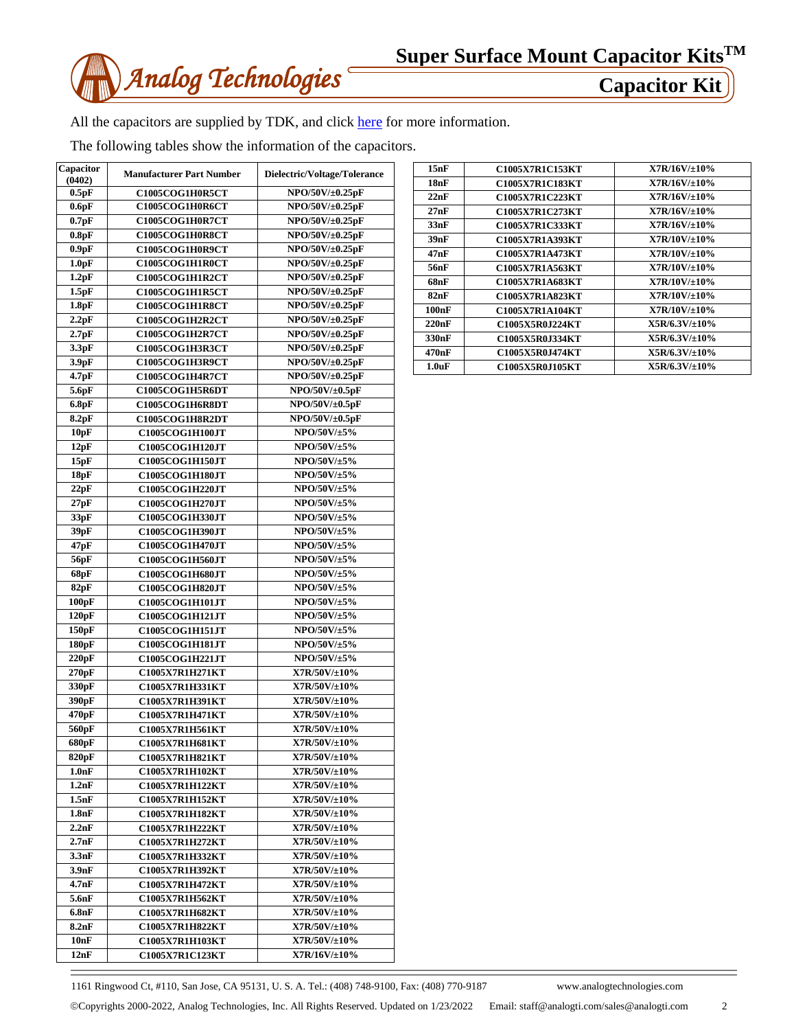All the capacitors are supplied by TDK, and click here for more information.

The following tables show the information of the capacitors.

| Capacitor (0402) | Manufacturer Part Number | Dielectric/Voltage/Tolerance |
|---|---|---|
| 0.5pF | C1005COG1H0R5CT | NPO/50V/±0.25pF |
| 0.6pF | C1005COG1H0R6CT | NPO/50V/±0.25pF |
| 0.7pF | C1005COG1H0R7CT | NPO/50V/±0.25pF |
| 0.8pF | C1005COG1H0R8CT | NPO/50V/±0.25pF |
| 0.9pF | C1005COG1H0R9CT | NPO/50V/±0.25pF |
| 1.0pF | C1005COG1H1R0CT | NPO/50V/±0.25pF |
| 1.2pF | C1005COG1H1R2CT | NPO/50V/±0.25pF |
| 1.5pF | C1005COG1H1R5CT | NPO/50V/±0.25pF |
| 1.8pF | C1005COG1H1R8CT | NPO/50V/±0.25pF |
| 2.2pF | C1005COG1H2R2CT | NPO/50V/±0.25pF |
| 2.7pF | C1005COG1H2R7CT | NPO/50V/±0.25pF |
| 3.3pF | C1005COG1H3R3CT | NPO/50V/±0.25pF |
| 3.9pF | C1005COG1H3R9CT | NPO/50V/±0.25pF |
| 4.7pF | C1005COG1H4R7CT | NPO/50V/±0.25pF |
| 5.6pF | C1005COG1H5R6DT | NPO/50V/±0.5pF |
| 6.8pF | C1005COG1H6R8DT | NPO/50V/±0.5pF |
| 8.2pF | C1005COG1H8R2DT | NPO/50V/±0.5pF |
| 10pF | C1005COG1H100JT | NPO/50V/±5% |
| 12pF | C1005COG1H120JT | NPO/50V/±5% |
| 15pF | C1005COG1H150JT | NPO/50V/±5% |
| 18pF | C1005COG1H180JT | NPO/50V/±5% |
| 22pF | C1005COG1H220JT | NPO/50V/±5% |
| 27pF | C1005COG1H270JT | NPO/50V/±5% |
| 33pF | C1005COG1H330JT | NPO/50V/±5% |
| 39pF | C1005COG1H390JT | NPO/50V/±5% |
| 47pF | C1005COG1H470JT | NPO/50V/±5% |
| 56pF | C1005COG1H560JT | NPO/50V/±5% |
| 68pF | C1005COG1H680JT | NPO/50V/±5% |
| 82pF | C1005COG1H820JT | NPO/50V/±5% |
| 100pF | C1005COG1H101JT | NPO/50V/±5% |
| 120pF | C1005COG1H121JT | NPO/50V/±5% |
| 150pF | C1005COG1H151JT | NPO/50V/±5% |
| 180pF | C1005COG1H181JT | NPO/50V/±5% |
| 220pF | C1005COG1H221JT | NPO/50V/±5% |
| 270pF | C1005X7R1H271KT | X7R/50V/±10% |
| 330pF | C1005X7R1H331KT | X7R/50V/±10% |
| 390pF | C1005X7R1H391KT | X7R/50V/±10% |
| 470pF | C1005X7R1H471KT | X7R/50V/±10% |
| 560pF | C1005X7R1H561KT | X7R/50V/±10% |
| 680pF | C1005X7R1H681KT | X7R/50V/±10% |
| 820pF | C1005X7R1H821KT | X7R/50V/±10% |
| 1.0nF | C1005X7R1H102KT | X7R/50V/±10% |
| 1.2nF | C1005X7R1H122KT | X7R/50V/±10% |
| 1.5nF | C1005X7R1H152KT | X7R/50V/±10% |
| 1.8nF | C1005X7R1H182KT | X7R/50V/±10% |
| 2.2nF | C1005X7R1H222KT | X7R/50V/±10% |
| 2.7nF | C1005X7R1H272KT | X7R/50V/±10% |
| 3.3nF | C1005X7R1H332KT | X7R/50V/±10% |
| 3.9nF | C1005X7R1H392KT | X7R/50V/±10% |
| 4.7nF | C1005X7R1H472KT | X7R/50V/±10% |
| 5.6nF | C1005X7R1H562KT | X7R/50V/±10% |
| 6.8nF | C1005X7R1H682KT | X7R/50V/±10% |
| 8.2nF | C1005X7R1H822KT | X7R/50V/±10% |
| 10nF | C1005X7R1H103KT | X7R/50V/±10% |
| 12nF | C1005X7R1C123KT | X7R/16V/±10% |
| 15nF | C1005X7R1C153KT | X7R/16V/±10% |
| 18nF | C1005X7R1C183KT | X7R/16V/±10% |
| 22nF | C1005X7R1C223KT | X7R/16V/±10% |
| 27nF | C1005X7R1C273KT | X7R/16V/±10% |
| 33nF | C1005X7R1C333KT | X7R/16V/±10% |
| 39nF | C1005X7R1A393KT | X7R/10V/±10% |
| 47nF | C1005X7R1A473KT | X7R/10V/±10% |
| 56nF | C1005X7R1A563KT | X7R/10V/±10% |
| 68nF | C1005X7R1A683KT | X7R/10V/±10% |
| 82nF | C1005X7R1A823KT | X7R/10V/±10% |
| 100nF | C1005X7R1A104KT | X7R/10V/±10% |
| 220nF | C1005X5R0J224KT | X5R/6.3V/±10% |
| 330nF | C1005X5R0J334KT | X5R/6.3V/±10% |
| 470nF | C1005X5R0J474KT | X5R/6.3V/±10% |
| 1.0uF | C1005X5R0J105KT | X5R/6.3V/±10% |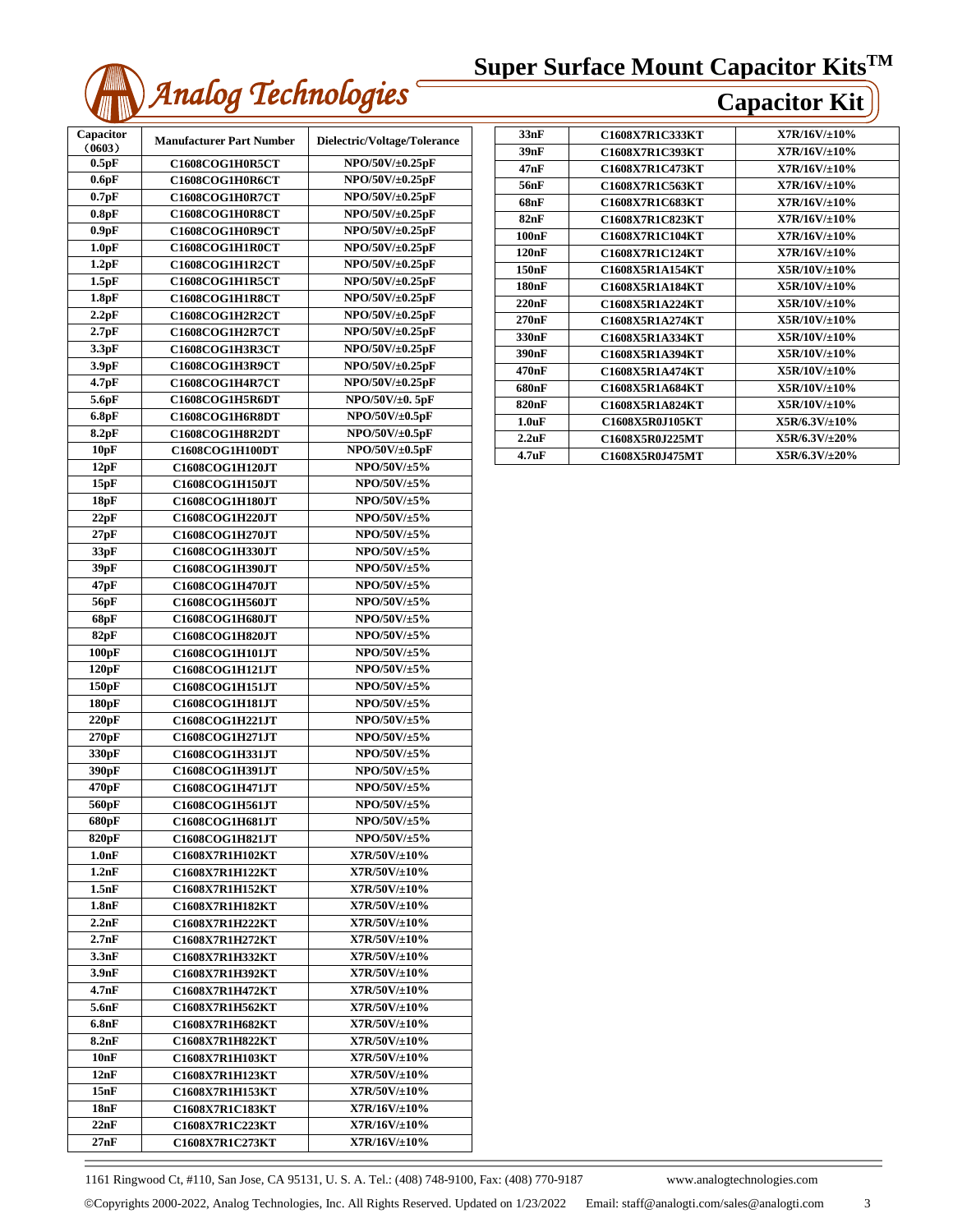## Super Surface Mount Capacitor Kits™

## Capacitor Kit

| Capacitor (0603) | Manufacturer Part Number | Dielectric/Voltage/Tolerance |
|---|---|---|
| 0.5pF | C1608COG1H0R5CT | NPO/50V/±0.25pF |
| 0.6pF | C1608COG1H0R6CT | NPO/50V/±0.25pF |
| 0.7pF | C1608COG1H0R7CT | NPO/50V/±0.25pF |
| 0.8pF | C1608COG1H0R8CT | NPO/50V/±0.25pF |
| 0.9pF | C1608COG1H0R9CT | NPO/50V/±0.25pF |
| 1.0pF | C1608COG1H1R0CT | NPO/50V/±0.25pF |
| 1.2pF | C1608COG1H1R2CT | NPO/50V/±0.25pF |
| 1.5pF | C1608COG1H1R5CT | NPO/50V/±0.25pF |
| 1.8pF | C1608COG1H1R8CT | NPO/50V/±0.25pF |
| 2.2pF | C1608COG1H2R2CT | NPO/50V/±0.25pF |
| 2.7pF | C1608COG1H2R7CT | NPO/50V/±0.25pF |
| 3.3pF | C1608COG1H3R3CT | NPO/50V/±0.25pF |
| 3.9pF | C1608COG1H3R9CT | NPO/50V/±0.25pF |
| 4.7pF | C1608COG1H4R7CT | NPO/50V/±0.25pF |
| 5.6pF | C1608COG1H5R6DT | NPO/50V/±0. 5pF |
| 6.8pF | C1608COG1H6R8DT | NPO/50V/±0.5pF |
| 8.2pF | C1608COG1H8R2DT | NPO/50V/±0.5pF |
| 10pF | C1608COG1H100DT | NPO/50V/±0.5pF |
| 12pF | C1608COG1H120JT | NPO/50V/±5% |
| 15pF | C1608COG1H150JT | NPO/50V/±5% |
| 18pF | C1608COG1H180JT | NPO/50V/±5% |
| 22pF | C1608COG1H220JT | NPO/50V/±5% |
| 27pF | C1608COG1H270JT | NPO/50V/±5% |
| 33pF | C1608COG1H330JT | NPO/50V/±5% |
| 39pF | C1608COG1H390JT | NPO/50V/±5% |
| 47pF | C1608COG1H470JT | NPO/50V/±5% |
| 56pF | C1608COG1H560JT | NPO/50V/±5% |
| 68pF | C1608COG1H680JT | NPO/50V/±5% |
| 82pF | C1608COG1H820JT | NPO/50V/±5% |
| 100pF | C1608COG1H101JT | NPO/50V/±5% |
| 120pF | C1608COG1H121JT | NPO/50V/±5% |
| 150pF | C1608COG1H151JT | NPO/50V/±5% |
| 180pF | C1608COG1H181JT | NPO/50V/±5% |
| 220pF | C1608COG1H221JT | NPO/50V/±5% |
| 270pF | C1608COG1H271JT | NPO/50V/±5% |
| 330pF | C1608COG1H331JT | NPO/50V/±5% |
| 390pF | C1608COG1H391JT | NPO/50V/±5% |
| 470pF | C1608COG1H471JT | NPO/50V/±5% |
| 560pF | C1608COG1H561JT | NPO/50V/±5% |
| 680pF | C1608COG1H681JT | NPO/50V/±5% |
| 820pF | C1608COG1H821JT | NPO/50V/±5% |
| 1.0nF | C1608X7R1H102KT | X7R/50V/±10% |
| 1.2nF | C1608X7R1H122KT | X7R/50V/±10% |
| 1.5nF | C1608X7R1H152KT | X7R/50V/±10% |
| 1.8nF | C1608X7R1H182KT | X7R/50V/±10% |
| 2.2nF | C1608X7R1H222KT | X7R/50V/±10% |
| 2.7nF | C1608X7R1H272KT | X7R/50V/±10% |
| 3.3nF | C1608X7R1H332KT | X7R/50V/±10% |
| 3.9nF | C1608X7R1H392KT | X7R/50V/±10% |
| 4.7nF | C1608X7R1H472KT | X7R/50V/±10% |
| 5.6nF | C1608X7R1H562KT | X7R/50V/±10% |
| 6.8nF | C1608X7R1H682KT | X7R/50V/±10% |
| 8.2nF | C1608X7R1H822KT | X7R/50V/±10% |
| 10nF | C1608X7R1H103KT | X7R/50V/±10% |
| 12nF | C1608X7R1H123KT | X7R/50V/±10% |
| 15nF | C1608X7R1H153KT | X7R/50V/±10% |
| 18nF | C1608X7R1C183KT | X7R/16V/±10% |
| 22nF | C1608X7R1C223KT | X7R/16V/±10% |
| 27nF | C1608X7R1C273KT | X7R/16V/±10% |
| 33nF | C1608X7R1C333KT | X7R/16V/±10% |
| 39nF | C1608X7R1C393KT | X7R/16V/±10% |
| 47nF | C1608X7R1C473KT | X7R/16V/±10% |
| 56nF | C1608X7R1C563KT | X7R/16V/±10% |
| 68nF | C1608X7R1C683KT | X7R/16V/±10% |
| 82nF | C1608X7R1C823KT | X7R/16V/±10% |
| 100nF | C1608X7R1C104KT | X7R/16V/±10% |
| 120nF | C1608X7R1C124KT | X7R/16V/±10% |
| 150nF | C1608X5R1A154KT | X5R/10V/±10% |
| 180nF | C1608X5R1A184KT | X5R/10V/±10% |
| 220nF | C1608X5R1A224KT | X5R/10V/±10% |
| 270nF | C1608X5R1A274KT | X5R/10V/±10% |
| 330nF | C1608X5R1A334KT | X5R/10V/±10% |
| 390nF | C1608X5R1A394KT | X5R/10V/±10% |
| 470nF | C1608X5R1A474KT | X5R/10V/±10% |
| 680nF | C1608X5R1A684KT | X5R/10V/±10% |
| 820nF | C1608X5R1A824KT | X5R/10V/±10% |
| 1.0uF | C1608X5R0J105KT | X5R/6.3V/±10% |
| 2.2uF | C1608X5R0J225MT | X5R/6.3V/±20% |
| 4.7uF | C1608X5R0J475MT | X5R/6.3V/±20% |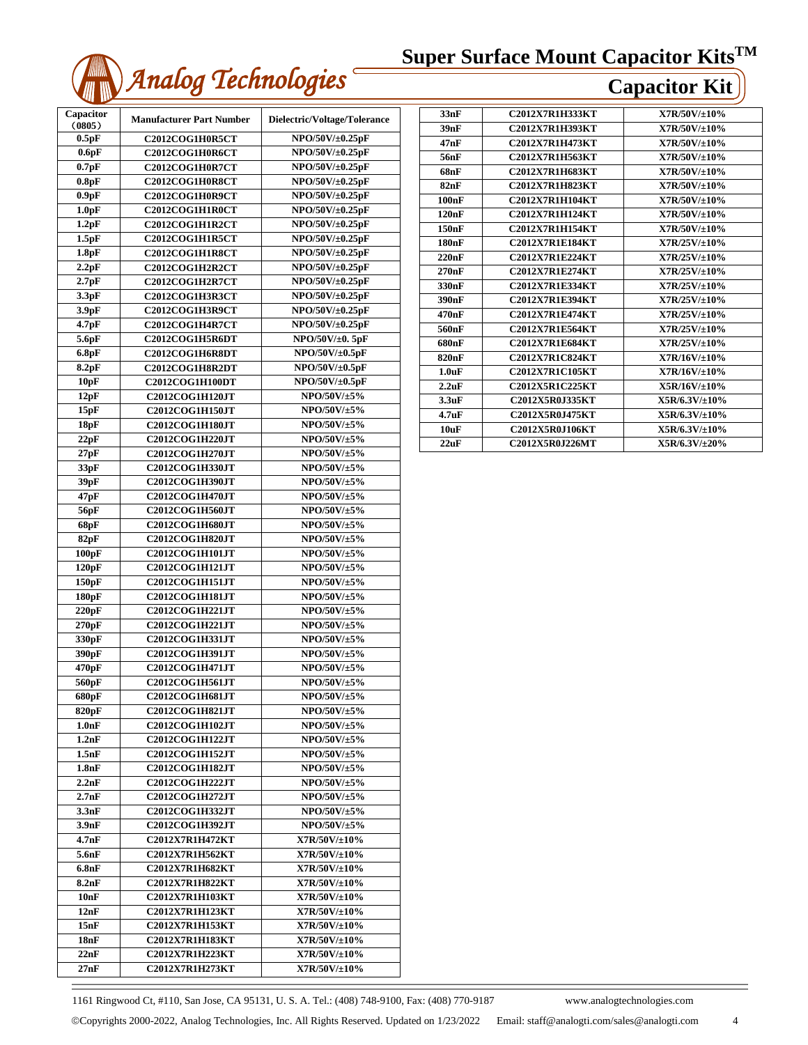# Super Surface Mount Capacitor Kits™

## Capacitor Kit

| Capacitor (0805) | Manufacturer Part Number | Dielectric/Voltage/Tolerance |
|---|---|---|
| 0.5pF | C2012COG1H0R5CT | NPO/50V/±0.25pF |
| 0.6pF | C2012COG1H0R6CT | NPO/50V/±0.25pF |
| 0.7pF | C2012COG1H0R7CT | NPO/50V/±0.25pF |
| 0.8pF | C2012COG1H0R8CT | NPO/50V/±0.25pF |
| 0.9pF | C2012COG1H0R9CT | NPO/50V/±0.25pF |
| 1.0pF | C2012COG1H1R0CT | NPO/50V/±0.25pF |
| 1.2pF | C2012COG1H1R2CT | NPO/50V/±0.25pF |
| 1.5pF | C2012COG1H1R5CT | NPO/50V/±0.25pF |
| 1.8pF | C2012COG1H1R8CT | NPO/50V/±0.25pF |
| 2.2pF | C2012COG1H2R2CT | NPO/50V/±0.25pF |
| 2.7pF | C2012COG1H2R7CT | NPO/50V/±0.25pF |
| 3.3pF | C2012COG1H3R3CT | NPO/50V/±0.25pF |
| 3.9pF | C2012COG1H3R9CT | NPO/50V/±0.25pF |
| 4.7pF | C2012COG1H4R7CT | NPO/50V/±0.25pF |
| 5.6pF | C2012COG1H5R6DT | NPO/50V/±0. 5pF |
| 6.8pF | C2012COG1H6R8DT | NPO/50V/±0.5pF |
| 8.2pF | C2012COG1H8R2DT | NPO/50V/±0.5pF |
| 10pF | C2012COG1H100DT | NPO/50V/±0.5pF |
| 12pF | C2012COG1H120JT | NPO/50V/±5% |
| 15pF | C2012COG1H150JT | NPO/50V/±5% |
| 18pF | C2012COG1H180JT | NPO/50V/±5% |
| 22pF | C2012COG1H220JT | NPO/50V/±5% |
| 27pF | C2012COG1H270JT | NPO/50V/±5% |
| 33pF | C2012COG1H330JT | NPO/50V/±5% |
| 39pF | C2012COG1H390JT | NPO/50V/±5% |
| 47pF | C2012COG1H470JT | NPO/50V/±5% |
| 56pF | C2012COG1H560JT | NPO/50V/±5% |
| 68pF | C2012COG1H680JT | NPO/50V/±5% |
| 82pF | C2012COG1H820JT | NPO/50V/±5% |
| 100pF | C2012COG1H101JT | NPO/50V/±5% |
| 120pF | C2012COG1H121JT | NPO/50V/±5% |
| 150pF | C2012COG1H151JT | NPO/50V/±5% |
| 180pF | C2012COG1H181JT | NPO/50V/±5% |
| 220pF | C2012COG1H221JT | NPO/50V/±5% |
| 270pF | C2012COG1H221JT | NPO/50V/±5% |
| 330pF | C2012COG1H331JT | NPO/50V/±5% |
| 390pF | C2012COG1H391JT | NPO/50V/±5% |
| 470pF | C2012COG1H471JT | NPO/50V/±5% |
| 560pF | C2012COG1H561JT | NPO/50V/±5% |
| 680pF | C2012COG1H681JT | NPO/50V/±5% |
| 820pF | C2012COG1H821JT | NPO/50V/±5% |
| 1.0nF | C2012COG1H102JT | NPO/50V/±5% |
| 1.2nF | C2012COG1H122JT | NPO/50V/±5% |
| 1.5nF | C2012COG1H152JT | NPO/50V/±5% |
| 1.8nF | C2012COG1H182JT | NPO/50V/±5% |
| 2.2nF | C2012COG1H222JT | NPO/50V/±5% |
| 2.7nF | C2012COG1H272JT | NPO/50V/±5% |
| 3.3nF | C2012COG1H332JT | NPO/50V/±5% |
| 3.9nF | C2012COG1H392JT | NPO/50V/±5% |
| 4.7nF | C2012X7R1H472KT | X7R/50V/±10% |
| 5.6nF | C2012X7R1H562KT | X7R/50V/±10% |
| 6.8nF | C2012X7R1H682KT | X7R/50V/±10% |
| 8.2nF | C2012X7R1H822KT | X7R/50V/±10% |
| 10nF | C2012X7R1H103KT | X7R/50V/±10% |
| 12nF | C2012X7R1H123KT | X7R/50V/±10% |
| 15nF | C2012X7R1H153KT | X7R/50V/±10% |
| 18nF | C2012X7R1H183KT | X7R/50V/±10% |
| 22nF | C2012X7R1H223KT | X7R/50V/±10% |
| 27nF | C2012X7R1H273KT | X7R/50V/±10% |
| 33nF | C2012X7R1H333KT | X7R/50V/±10% |
| 39nF | C2012X7R1H393KT | X7R/50V/±10% |
| 47nF | C2012X7R1H473KT | X7R/50V/±10% |
| 56nF | C2012X7R1H563KT | X7R/50V/±10% |
| 68nF | C2012X7R1H683KT | X7R/50V/±10% |
| 82nF | C2012X7R1H823KT | X7R/50V/±10% |
| 100nF | C2012X7R1H104KT | X7R/50V/±10% |
| 120nF | C2012X7R1H124KT | X7R/50V/±10% |
| 150nF | C2012X7R1H154KT | X7R/50V/±10% |
| 180nF | C2012X7R1E184KT | X7R/25V/±10% |
| 220nF | C2012X7R1E224KT | X7R/25V/±10% |
| 270nF | C2012X7R1E274KT | X7R/25V/±10% |
| 330nF | C2012X7R1E334KT | X7R/25V/±10% |
| 390nF | C2012X7R1E394KT | X7R/25V/±10% |
| 470nF | C2012X7R1E474KT | X7R/25V/±10% |
| 560nF | C2012X7R1E564KT | X7R/25V/±10% |
| 680nF | C2012X7R1E684KT | X7R/25V/±10% |
| 820nF | C2012X7R1C824KT | X7R/16V/±10% |
| 1.0uF | C2012X7R1C105KT | X7R/16V/±10% |
| 2.2uF | C2012X5R1C225KT | X5R/16V/±10% |
| 3.3uF | C2012X5R0J335KT | X5R/6.3V/±10% |
| 4.7uF | C2012X5R0J475KT | X5R/6.3V/±10% |
| 10uF | C2012X5R0J106KT | X5R/6.3V/±10% |
| 22uF | C2012X5R0J226MT | X5R/6.3V/±20% |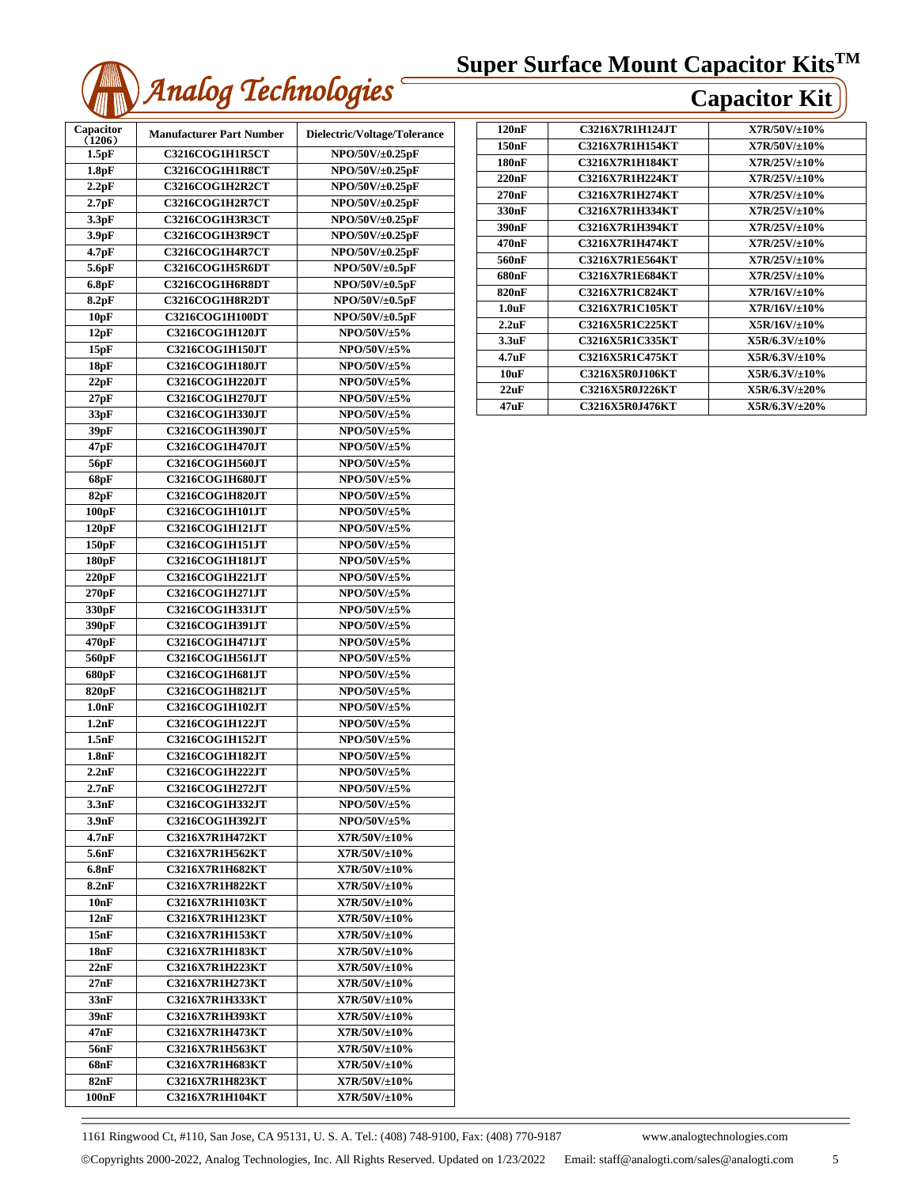# Super Surface Mount Capacitor Kits™

## Capacitor Kit

| Capacitor (1206) | Manufacturer Part Number | Dielectric/Voltage/Tolerance |
|---|---|---|
| 1.5pF | C3216COG1H1R5CT | NPO/50V/±0.25pF |
| 1.8pF | C3216COG1H1R8CT | NPO/50V/±0.25pF |
| 2.2pF | C3216COG1H2R2CT | NPO/50V/±0.25pF |
| 2.7pF | C3216COG1H2R7CT | NPO/50V/±0.25pF |
| 3.3pF | C3216COG1H3R3CT | NPO/50V/±0.25pF |
| 3.9pF | C3216COG1H3R9CT | NPO/50V/±0.25pF |
| 4.7pF | C3216COG1H4R7CT | NPO/50V/±0.25pF |
| 5.6pF | C3216COG1H5R6DT | NPO/50V/±0.5pF |
| 6.8pF | C3216COG1H6R8DT | NPO/50V/±0.5pF |
| 8.2pF | C3216COG1H8R2DT | NPO/50V/±0.5pF |
| 10pF | C3216COG1H100DT | NPO/50V/±0.5pF |
| 12pF | C3216COG1H120JT | NPO/50V/±5% |
| 15pF | C3216COG1H150JT | NPO/50V/±5% |
| 18pF | C3216COG1H180JT | NPO/50V/±5% |
| 22pF | C3216COG1H220JT | NPO/50V/±5% |
| 27pF | C3216COG1H270JT | NPO/50V/±5% |
| 33pF | C3216COG1H330JT | NPO/50V/±5% |
| 39pF | C3216COG1H390JT | NPO/50V/±5% |
| 47pF | C3216COG1H470JT | NPO/50V/±5% |
| 56pF | C3216COG1H560JT | NPO/50V/±5% |
| 68pF | C3216COG1H680JT | NPO/50V/±5% |
| 82pF | C3216COG1H820JT | NPO/50V/±5% |
| 100pF | C3216COG1H101JT | NPO/50V/±5% |
| 120pF | C3216COG1H121JT | NPO/50V/±5% |
| 150pF | C3216COG1H151JT | NPO/50V/±5% |
| 180pF | C3216COG1H181JT | NPO/50V/±5% |
| 220pF | C3216COG1H221JT | NPO/50V/±5% |
| 270pF | C3216COG1H271JT | NPO/50V/±5% |
| 330pF | C3216COG1H331JT | NPO/50V/±5% |
| 390pF | C3216COG1H391JT | NPO/50V/±5% |
| 470pF | C3216COG1H471JT | NPO/50V/±5% |
| 560pF | C3216COG1H561JT | NPO/50V/±5% |
| 680pF | C3216COG1H681JT | NPO/50V/±5% |
| 820pF | C3216COG1H821JT | NPO/50V/±5% |
| 1.0nF | C3216COG1H102JT | NPO/50V/±5% |
| 1.2nF | C3216COG1H122JT | NPO/50V/±5% |
| 1.5nF | C3216COG1H152JT | NPO/50V/±5% |
| 1.8nF | C3216COG1H182JT | NPO/50V/±5% |
| 2.2nF | C3216COG1H222JT | NPO/50V/±5% |
| 2.7nF | C3216COG1H272JT | NPO/50V/±5% |
| 3.3nF | C3216COG1H332JT | NPO/50V/±5% |
| 3.9nF | C3216COG1H392JT | NPO/50V/±5% |
| 4.7nF | C3216X7R1H472KT | X7R/50V/±10% |
| 5.6nF | C3216X7R1H562KT | X7R/50V/±10% |
| 6.8nF | C3216X7R1H682KT | X7R/50V/±10% |
| 8.2nF | C3216X7R1H822KT | X7R/50V/±10% |
| 10nF | C3216X7R1H103KT | X7R/50V/±10% |
| 12nF | C3216X7R1H123KT | X7R/50V/±10% |
| 15nF | C3216X7R1H153KT | X7R/50V/±10% |
| 18nF | C3216X7R1H183KT | X7R/50V/±10% |
| 22nF | C3216X7R1H223KT | X7R/50V/±10% |
| 27nF | C3216X7R1H273KT | X7R/50V/±10% |
| 33nF | C3216X7R1H333KT | X7R/50V/±10% |
| 39nF | C3216X7R1H393KT | X7R/50V/±10% |
| 47nF | C3216X7R1H473KT | X7R/50V/±10% |
| 56nF | C3216X7R1H563KT | X7R/50V/±10% |
| 68nF | C3216X7R1H683KT | X7R/50V/±10% |
| 82nF | C3216X7R1H823KT | X7R/50V/±10% |
| 100nF | C3216X7R1H104KT | X7R/50V/±10% |
| 120nF | C3216X7R1H124JT | X7R/50V/±10% |
| 150nF | C3216X7R1H154KT | X7R/50V/±10% |
| 180nF | C3216X7R1H184KT | X7R/25V/±10% |
| 220nF | C3216X7R1H224KT | X7R/25V/±10% |
| 270nF | C3216X7R1H274KT | X7R/25V/±10% |
| 330nF | C3216X7R1H334KT | X7R/25V/±10% |
| 390nF | C3216X7R1H394KT | X7R/25V/±10% |
| 470nF | C3216X7R1H474KT | X7R/25V/±10% |
| 560nF | C3216X7R1E564KT | X7R/25V/±10% |
| 680nF | C3216X7R1E684KT | X7R/25V/±10% |
| 820nF | C3216X7R1C824KT | X7R/16V/±10% |
| 1.0uF | C3216X7R1C105KT | X7R/16V/±10% |
| 2.2uF | C3216X5R1C225KT | X5R/16V/±10% |
| 3.3uF | C3216X5R1C335KT | X5R/6.3V/±10% |
| 4.7uF | C3216X5R1C475KT | X5R/6.3V/±10% |
| 10uF | C3216X5R0J106KT | X5R/6.3V/±10% |
| 22uF | C3216X5R0J226KT | X5R/6.3V/±20% |
| 47uF | C3216X5R0J476KT | X5R/6.3V/±20% |

1161 Ringwood Ct, #110, San Jose, CA 95131, U. S. A. Tel.: (408) 748-9100, Fax: (408) 770-9187 www.analogtechnologies.com

©Copyrights 2000-2022, Analog Technologies, Inc. All Rights Reserved. Updated on 1/23/2022 Email: staff@analogti.com/sales@analogti.com